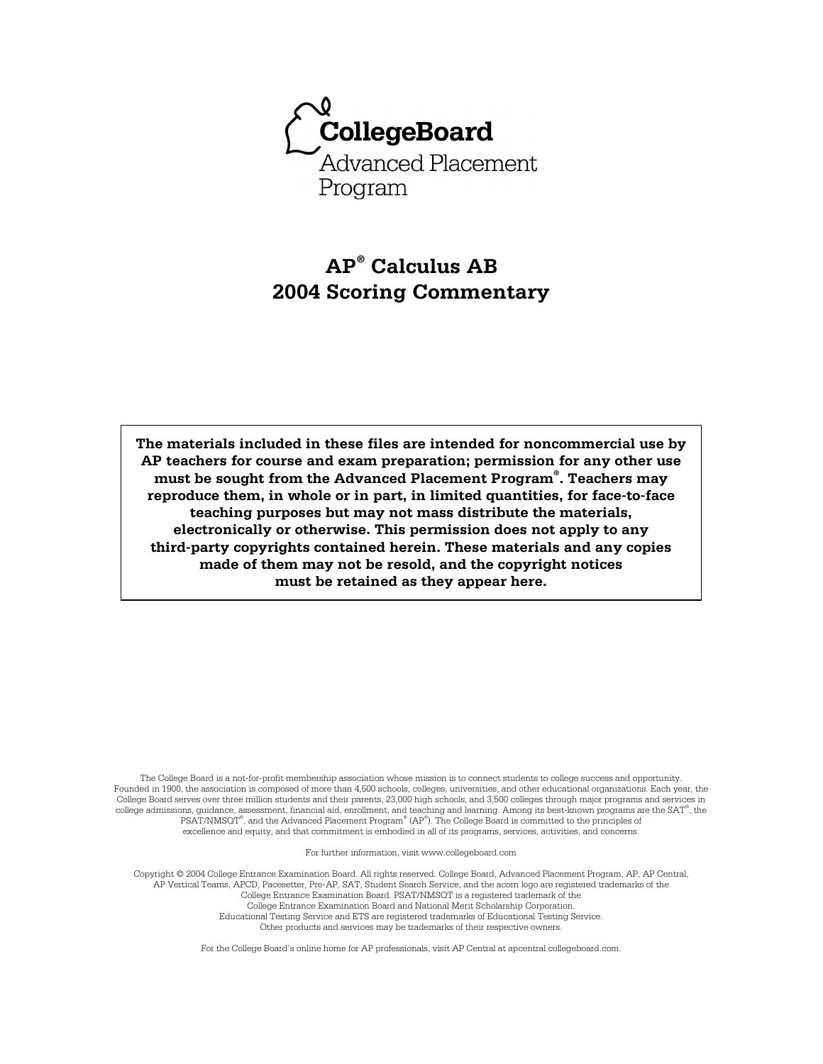CollegeBoard

Advanced Placement Program

# AP® Calculus AB 2004 Scoring Commentary

**The materials included in these files are intended for noncommercial use by AP teachers for course and exam preparation; permission for any other use must be sought from the Advanced Placement Program®. Teachers may reproduce them, in whole or in part, in limited quantities, for face-to-face teaching purposes but may not mass distribute the materials, electronically or otherwise. This permission does not apply to any third-party copyrights contained herein. These materials and any copies made of them may not be resold, and the copyright notices must be retained as they appear here.**

The College Board is a not-for-profit membership association whose mission is to connect students to college success and opportunity. Founded in 1900, the association is composed of more than 4,500 schools, colleges, universities, and other educational organizations. Each year, the College Board serves over three million students and their parents, 23,000 high schools, and 3,500 colleges through major programs and services in college admissions, guidance, assessment, financial aid, enrollment, and teaching and learning. Among its best-known programs are the SAT®, the PSAT/NMSQT®, and the Advanced Placement Program® (AP®). The College Board is committed to the principles of excellence and equity, and that commitment is embodied in all of its programs, services, activities, and concerns.

For further information, visit www.collegeboard.com

Copyright © 2004 College Entrance Examination Board. All rights reserved. College Board, Advanced Placement Program, AP, AP Central, AP Vertical Teams, APCD, Pacesetter, Pre-AP, SAT, Student Search Service, and the acorn logo are registered trademarks of the College Entrance Examination Board. PSAT/NMSQT is a registered trademark of the College Entrance Examination Board and National Merit Scholarship Corporation. Educational Testing Service and ETS are registered trademarks of Educational Testing Service. Other products and services may be trademarks of their respective owners.

For the College Board's online home for AP professionals, visit AP Central at apcentral.collegeboard.com.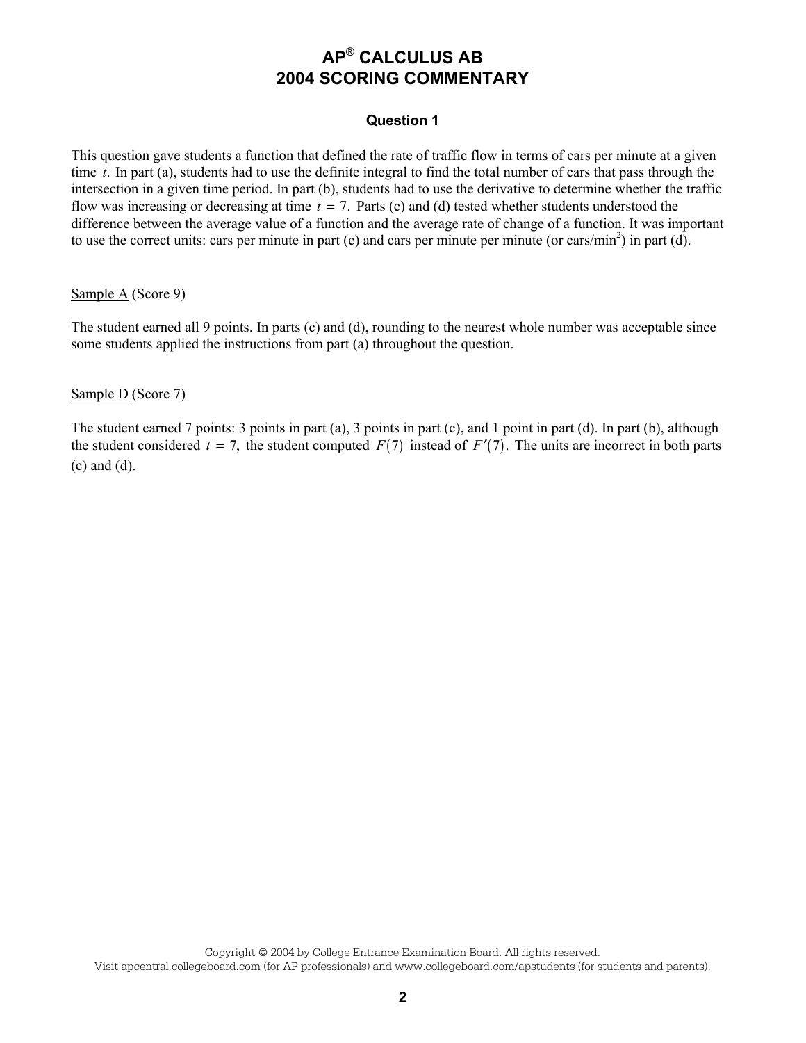# AP® CALCULUS AB
# 2004 SCORING COMMENTARY

### Question 1

This question gave students a function that defined the rate of traffic flow in terms of cars per minute at a given time $t$. In part (a), students had to use the definite integral to find the total number of cars that pass through the intersection in a given time period. In part (b), students had to use the derivative to determine whether the traffic flow was increasing or decreasing at time $t = 7$. Parts (c) and (d) tested whether students understood the difference between the average value of a function and the average rate of change of a function. It was important to use the correct units: cars per minute in part (c) and cars per minute per minute (or cars/min$^2$) in part (d).

Sample A (Score 9)

The student earned all 9 points. In parts (c) and (d), rounding to the nearest whole number was acceptable since some students applied the instructions from part (a) throughout the question.

Sample D (Score 7)

The student earned 7 points: 3 points in part (a), 3 points in part (c), and 1 point in part (d). In part (b), although the student considered $t = 7$, the student computed $F(7)$ instead of $F'(7)$. The units are incorrect in both parts (c) and (d).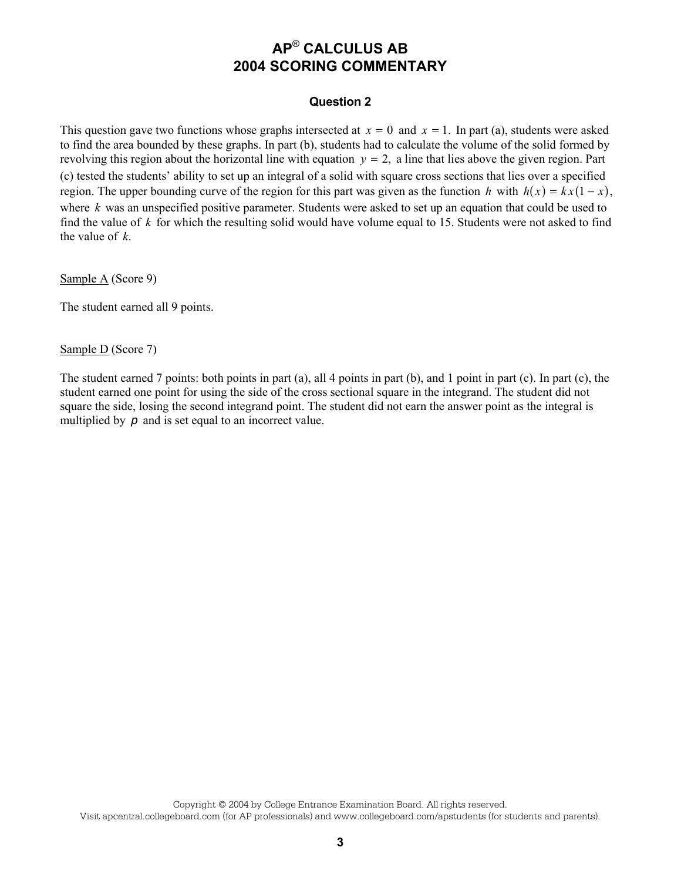# AP® CALCULUS AB
# 2004 SCORING COMMENTARY

### Question 2

This question gave two functions whose graphs intersected at $x = 0$ and $x = 1$. In part (a), students were asked to find the area bounded by these graphs. In part (b), students had to calculate the volume of the solid formed by revolving this region about the horizontal line with equation $y = 2$, a line that lies above the given region. Part (c) tested the students' ability to set up an integral of a solid with square cross sections that lies over a specified region. The upper bounding curve of the region for this part was given as the function $h$ with $h(x) = kx(1 - x)$, where $k$ was an unspecified positive parameter. Students were asked to set up an equation that could be used to find the value of $k$ for which the resulting solid would have volume equal to 15. Students were not asked to find the value of $k$.

Sample A (Score 9)

The student earned all 9 points.

Sample D (Score 7)

The student earned 7 points: both points in part (a), all 4 points in part (b), and 1 point in part (c). In part (c), the student earned one point for using the side of the cross sectional square in the integrand. The student did not square the side, losing the second integrand point. The student did not earn the answer point as the integral is multiplied by $p$ and is set equal to an incorrect value.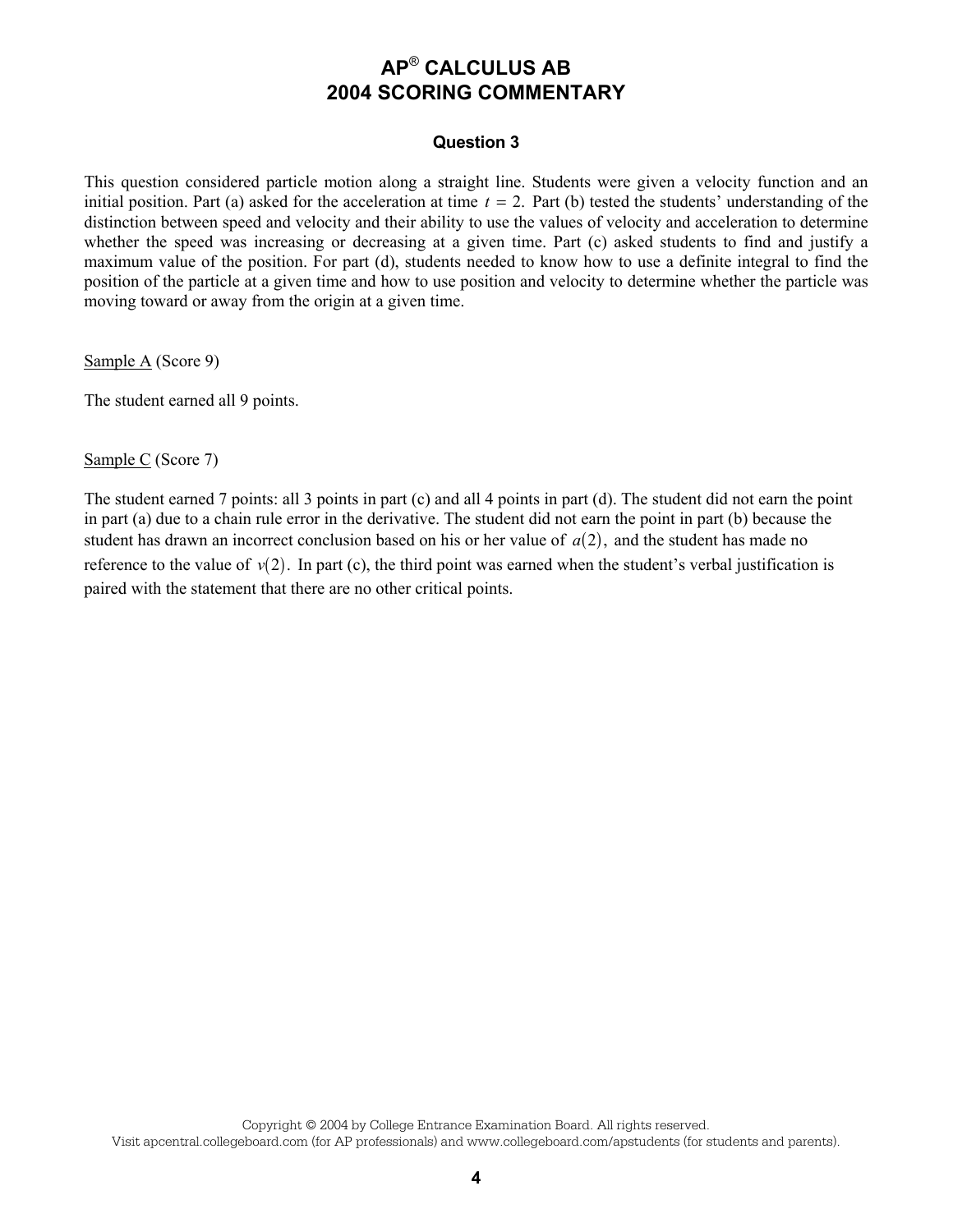# AP® CALCULUS AB
# 2004 SCORING COMMENTARY

### Question 3

This question considered particle motion along a straight line. Students were given a velocity function and an initial position. Part (a) asked for the acceleration at time $t = 2.$ Part (b) tested the students' understanding of the distinction between speed and velocity and their ability to use the values of velocity and acceleration to determine whether the speed was increasing or decreasing at a given time. Part (c) asked students to find and justify a maximum value of the position. For part (d), students needed to know how to use a definite integral to find the position of the particle at a given time and how to use position and velocity to determine whether the particle was moving toward or away from the origin at a given time.

Sample A (Score 9)

The student earned all 9 points.

Sample C (Score 7)

The student earned 7 points: all 3 points in part (c) and all 4 points in part (d). The student did not earn the point in part (a) due to a chain rule error in the derivative. The student did not earn the point in part (b) because the student has drawn an incorrect conclusion based on his or her value of $a(2)$, and the student has made no reference to the value of $v(2)$. In part (c), the third point was earned when the student's verbal justification is paired with the statement that there are no other critical points.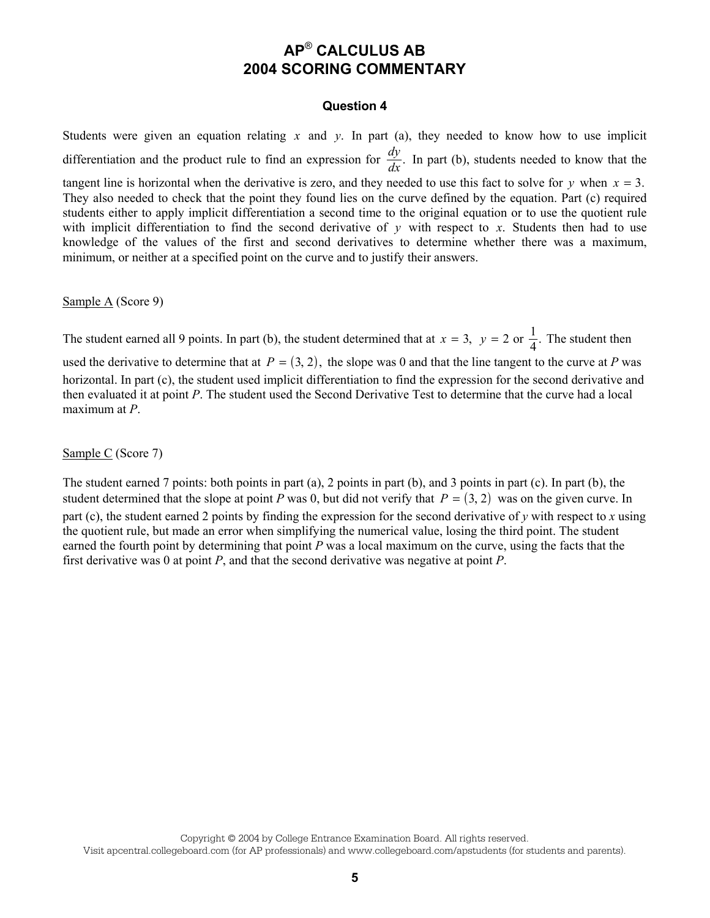# AP® CALCULUS AB
# 2004 SCORING COMMENTARY

### Question 4

Students were given an equation relating $x$ and $y$. In part (a), they needed to know how to use implicit differentiation and the product rule to find an expression for $\frac{dy}{dx}$. In part (b), students needed to know that the tangent line is horizontal when the derivative is zero, and they needed to use this fact to solve for $y$ when $x = 3$. They also needed to check that the point they found lies on the curve defined by the equation. Part (c) required students either to apply implicit differentiation a second time to the original equation or to use the quotient rule with implicit differentiation to find the second derivative of $y$ with respect to $x$. Students then had to use knowledge of the values of the first and second derivatives to determine whether there was a maximum, minimum, or neither at a specified point on the curve and to justify their answers.

Sample A (Score 9)

The student earned all 9 points. In part (b), the student determined that at $x = 3$, $y = 2$ or $\frac{1}{4}$. The student then used the derivative to determine that at $P = (3, 2)$, the slope was 0 and that the line tangent to the curve at $P$ was horizontal. In part (c), the student used implicit differentiation to find the expression for the second derivative and then evaluated it at point $P$. The student used the Second Derivative Test to determine that the curve had a local maximum at $P$.

Sample C (Score 7)

The student earned 7 points: both points in part (a), 2 points in part (b), and 3 points in part (c). In part (b), the student determined that the slope at point $P$ was 0, but did not verify that $P = (3, 2)$ was on the given curve. In part (c), the student earned 2 points by finding the expression for the second derivative of $y$ with respect to $x$ using the quotient rule, but made an error when simplifying the numerical value, losing the third point. The student earned the fourth point by determining that point $P$ was a local maximum on the curve, using the facts that the first derivative was 0 at point $P$, and that the second derivative was negative at point $P$.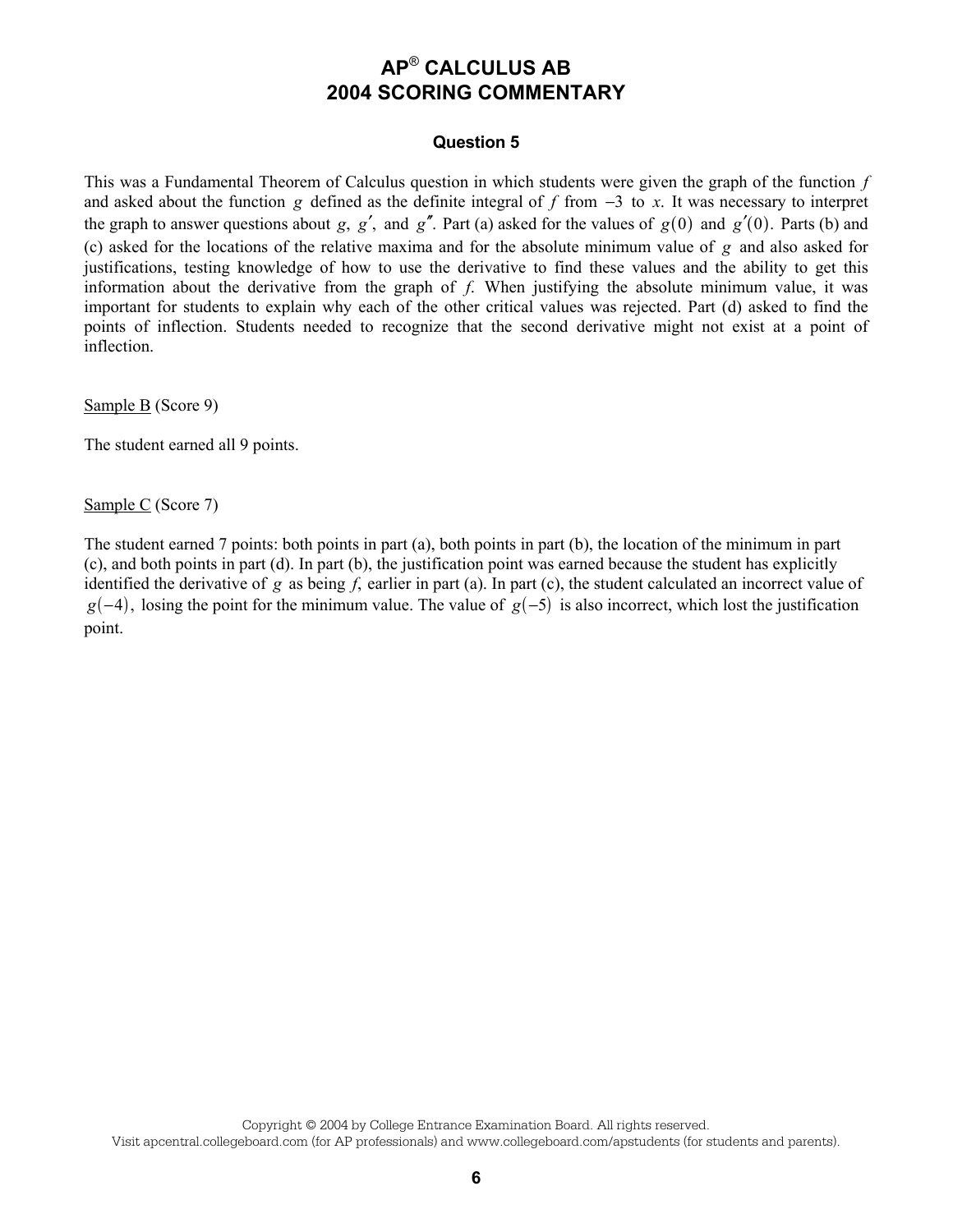# AP® CALCULUS AB
# 2004 SCORING COMMENTARY

### Question 5

This was a Fundamental Theorem of Calculus question in which students were given the graph of the function $f$ and asked about the function $g$ defined as the definite integral of $f$ from $-3$ to $x$. It was necessary to interpret the graph to answer questions about $g$, $g'$, and $g''$. Part (a) asked for the values of $g(0)$ and $g'(0)$. Parts (b) and (c) asked for the locations of the relative maxima and for the absolute minimum value of $g$ and also asked for justifications, testing knowledge of how to use the derivative to find these values and the ability to get this information about the derivative from the graph of $f$. When justifying the absolute minimum value, it was important for students to explain why each of the other critical values was rejected. Part (d) asked to find the points of inflection. Students needed to recognize that the second derivative might not exist at a point of inflection.

Sample B (Score 9)

The student earned all 9 points.

Sample C (Score 7)

The student earned 7 points: both points in part (a), both points in part (b), the location of the minimum in part (c), and both points in part (d). In part (b), the justification point was earned because the student has explicitly identified the derivative of $g$ as being $f$, earlier in part (a). In part (c), the student calculated an incorrect value of $g(-4)$, losing the point for the minimum value. The value of $g(-5)$ is also incorrect, which lost the justification point.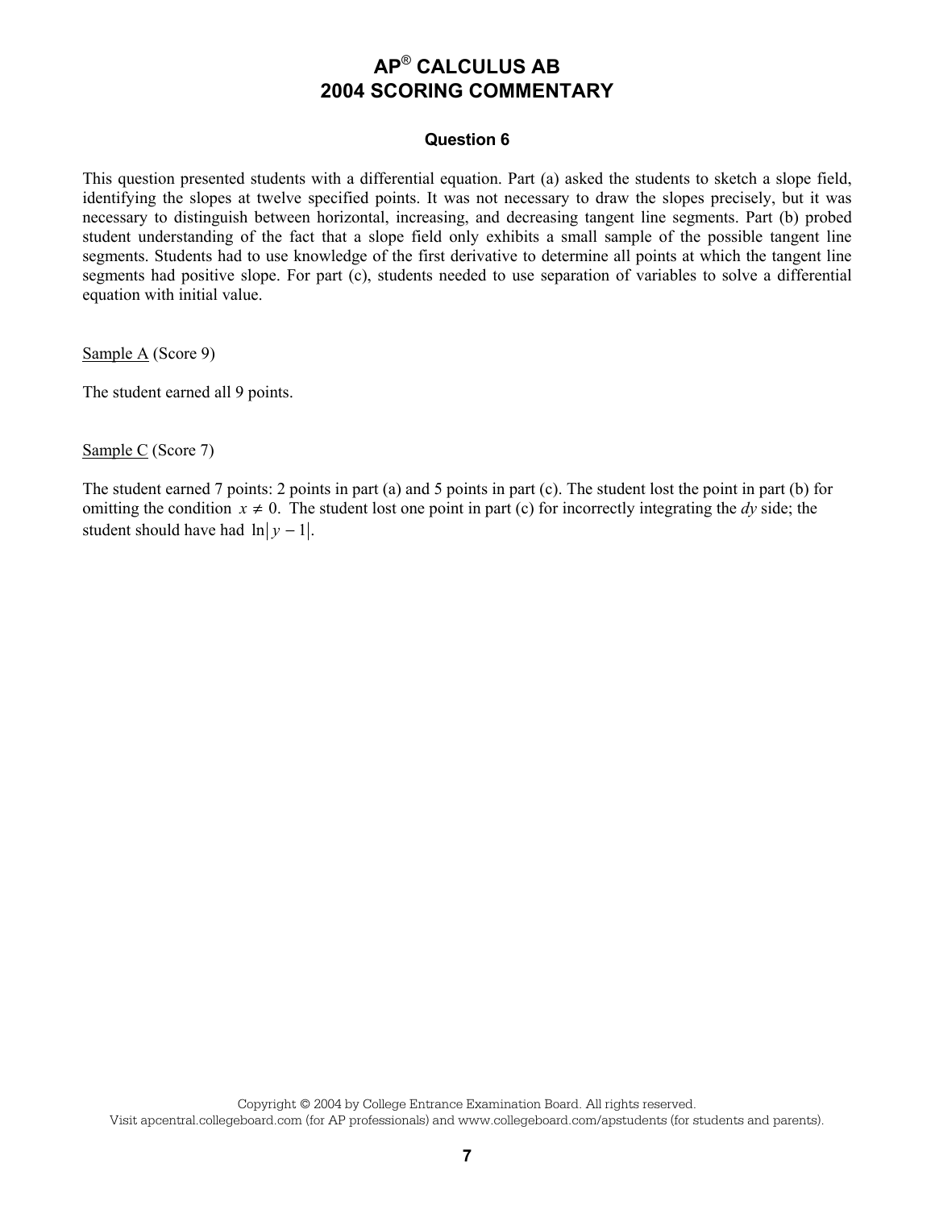# AP® CALCULUS AB
# 2004 SCORING COMMENTARY

### Question 6

This question presented students with a differential equation. Part (a) asked the students to sketch a slope field, identifying the slopes at twelve specified points. It was not necessary to draw the slopes precisely, but it was necessary to distinguish between horizontal, increasing, and decreasing tangent line segments. Part (b) probed student understanding of the fact that a slope field only exhibits a small sample of the possible tangent line segments. Students had to use knowledge of the first derivative to determine all points at which the tangent line segments had positive slope. For part (c), students needed to use separation of variables to solve a differential equation with initial value.

Sample A (Score 9)

The student earned all 9 points.

Sample C (Score 7)

The student earned 7 points: 2 points in part (a) and 5 points in part (c). The student lost the point in part (b) for omitting the condition $x \neq 0$. The student lost one point in part (c) for incorrectly integrating the *dy* side; the student should have had $\ln|y-1|$.